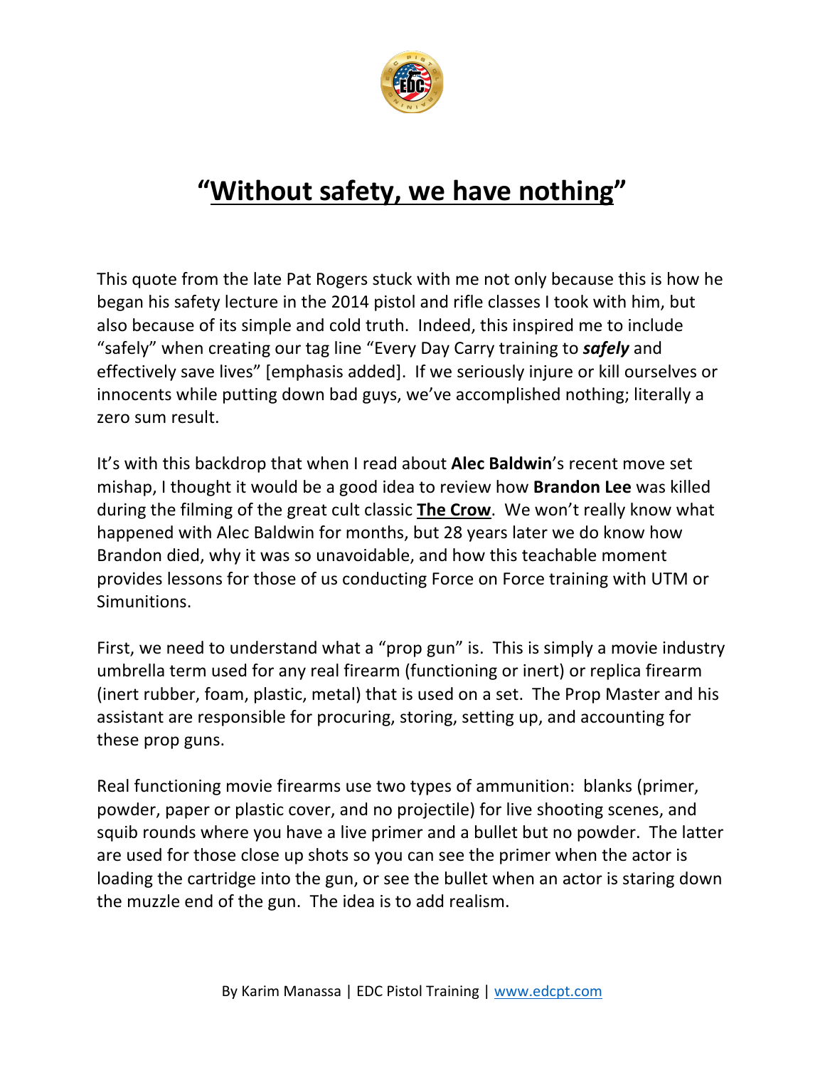# <u>"Without safety, we have nothing"</u>

This quote from the late Pat Rogers stuck with me not only because this is how he began his safety lecture in the 2014 pistol and rifle classes I took with him, but also because of its simple and cold truth. Indeed, this inspired me to include "safely" when creating our tag line "Every Day Carry training to ***safely*** and effectively save lives" [emphasis added]. If we seriously injure or kill ourselves or innocents while putting down bad guys, we've accomplished nothing; literally a zero sum result.

It's with this backdrop that when I read about **Alec Baldwin**'s recent move set mishap, I thought it would be a good idea to review how **Brandon Lee** was killed during the filming of the great cult classic **<u>The Crow</u>**. We won't really know what happened with Alec Baldwin for months, but 28 years later we do know how Brandon died, why it was so unavoidable, and how this teachable moment provides lessons for those of us conducting Force on Force training with UTM or Simunitions.

First, we need to understand what a "prop gun" is. This is simply a movie industry umbrella term used for any real firearm (functioning or inert) or replica firearm (inert rubber, foam, plastic, metal) that is used on a set. The Prop Master and his assistant are responsible for procuring, storing, setting up, and accounting for these prop guns.

Real functioning movie firearms use two types of ammunition: blanks (primer, powder, paper or plastic cover, and no projectile) for live shooting scenes, and squib rounds where you have a live primer and a bullet but no powder. The latter are used for those close up shots so you can see the primer when the actor is loading the cartridge into the gun, or see the bullet when an actor is staring down the muzzle end of the gun. The idea is to add realism.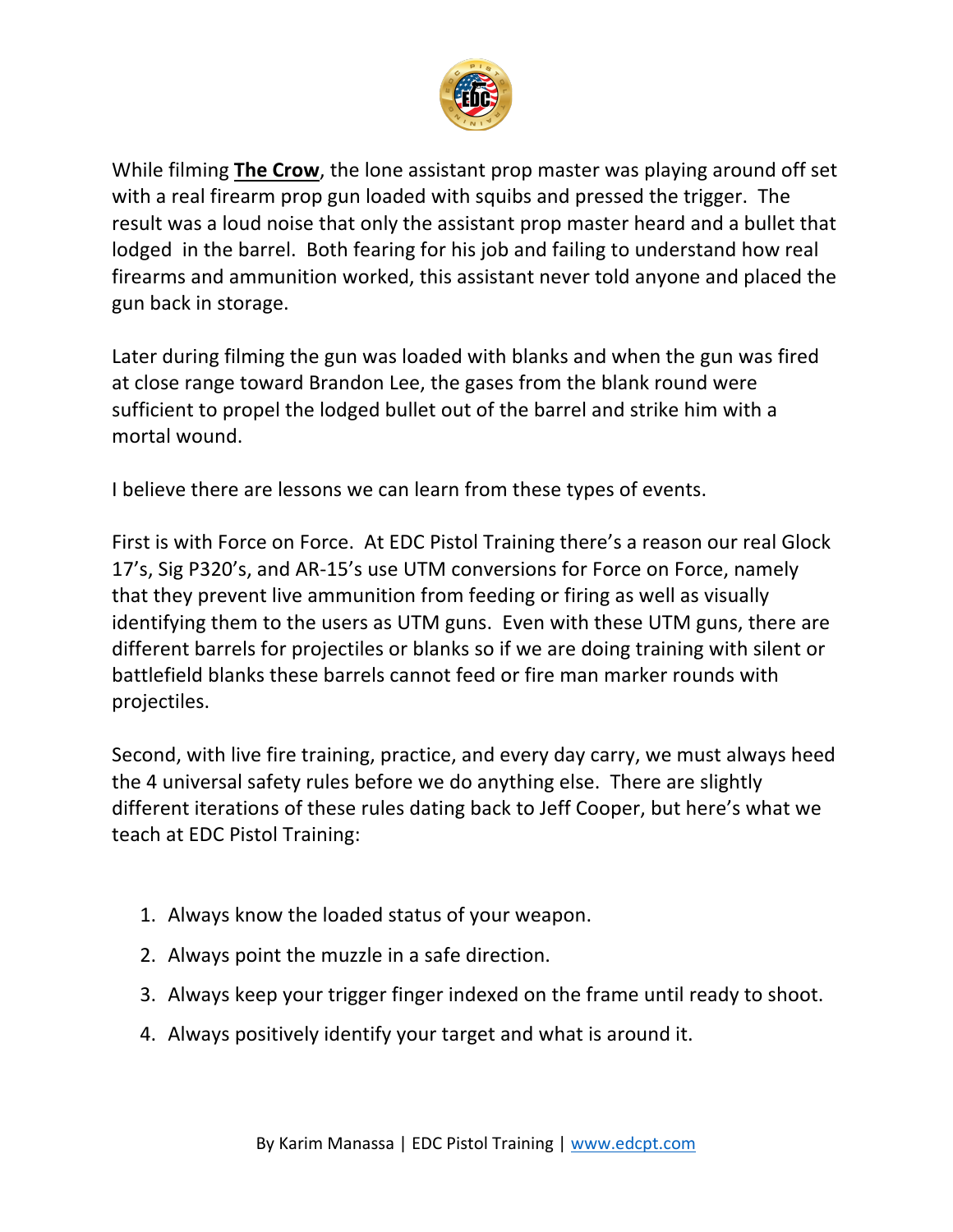While filming **The Crow**, the lone assistant prop master was playing around off set with a real firearm prop gun loaded with squibs and pressed the trigger. The result was a loud noise that only the assistant prop master heard and a bullet that lodged in the barrel. Both fearing for his job and failing to understand how real firearms and ammunition worked, this assistant never told anyone and placed the gun back in storage.

Later during filming the gun was loaded with blanks and when the gun was fired at close range toward Brandon Lee, the gases from the blank round were sufficient to propel the lodged bullet out of the barrel and strike him with a mortal wound.

I believe there are lessons we can learn from these types of events.

First is with Force on Force. At EDC Pistol Training there's a reason our real Glock 17's, Sig P320's, and AR-15's use UTM conversions for Force on Force, namely that they prevent live ammunition from feeding or firing as well as visually identifying them to the users as UTM guns. Even with these UTM guns, there are different barrels for projectiles or blanks so if we are doing training with silent or battlefield blanks these barrels cannot feed or fire man marker rounds with projectiles.

Second, with live fire training, practice, and every day carry, we must always heed the 4 universal safety rules before we do anything else. There are slightly different iterations of these rules dating back to Jeff Cooper, but here's what we teach at EDC Pistol Training:

1. Always know the loaded status of your weapon.
2. Always point the muzzle in a safe direction.
3. Always keep your trigger finger indexed on the frame until ready to shoot.
4. Always positively identify your target and what is around it.

By Karim Manassa | EDC Pistol Training | www.edcpt.com